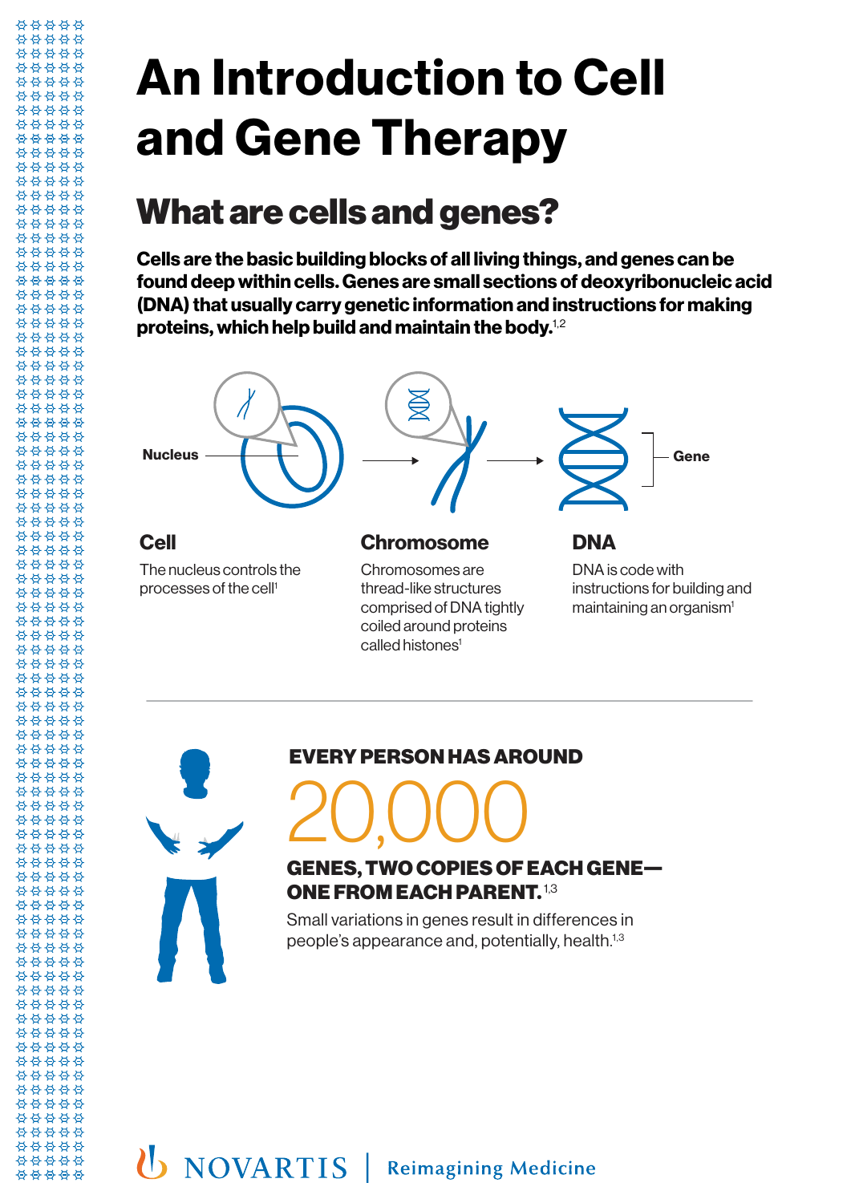# An Introduction to Cell and Gene Therapy

## What are cells and genes?

**Cells are the basic building blocks of all living things, and genes can be found deep within cells. Genes are small sections of deoxyribonucleic acid (DNA) that usually carry genetic information and instructions for making proteins, which help build and maintain the body.[1,2]**

Nucleus

Gene

### Cell

The nucleus controls the processes of the cell[1]

### Chromosome

Chromosomes are thread-like structures comprised of DNA tightly coiled around proteins called histones[1]

### DNA

DNA is code with instructions for building and maintaining an organism[1]

---

**EVERY PERSON HAS AROUND**

20,000

**GENES, TWO COPIES OF EACH GENE—ONE FROM EACH PARENT.[1,3]**

Small variations in genes result in differences in people's appearance and, potentially, health.[1,3]

NOVARTIS | Reimagining Medicine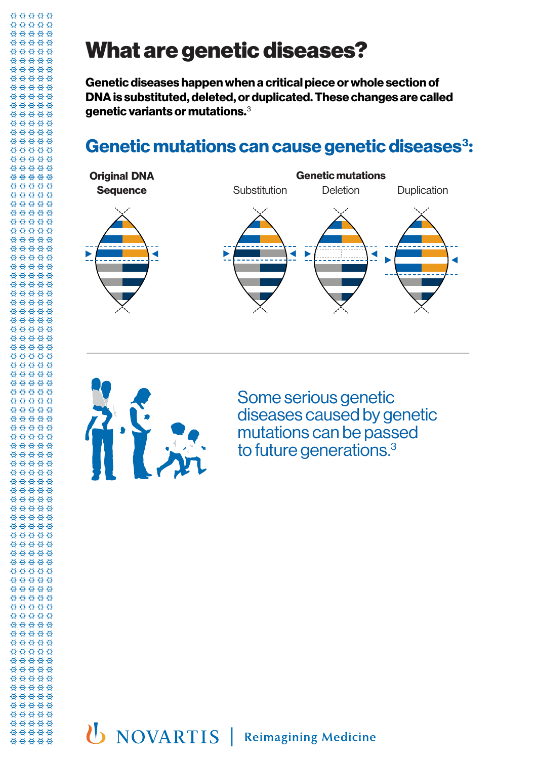# What are genetic diseases?

**Genetic diseases happen when a critical piece or whole section of DNA is substituted, deleted, or duplicated. These changes are called genetic variants or mutations.[3]**

## Genetic mutations can cause genetic diseases[3]:

**Original DNA Sequence**

**Genetic mutations**

Substitution

Deletion

Duplication

Some serious genetic diseases caused by genetic mutations can be passed to future generations.[3]

NOVARTIS | Reimagining Medicine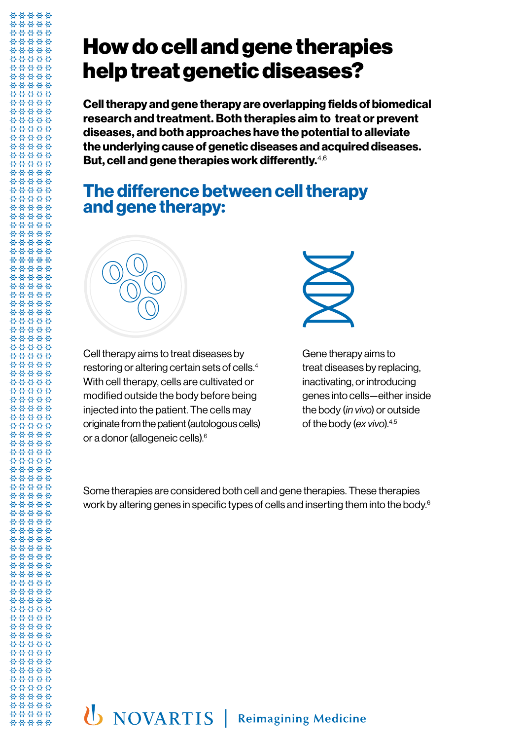# How do cell and gene therapies help treat genetic diseases?

**Cell therapy and gene therapy are overlapping fields of biomedical research and treatment. Both therapies aim to treat or prevent diseases, and both approaches have the potential to alleviate the underlying cause of genetic diseases and acquired diseases. But, cell and gene therapies work differently.**[4,6]

## The difference between cell therapy and gene therapy:

Cell therapy aims to treat diseases by restoring or altering certain sets of cells.[4] With cell therapy, cells are cultivated or modified outside the body before being injected into the patient. The cells may originate from the patient (autologous cells) or a donor (allogeneic cells).[6]

Gene therapy aims to treat diseases by replacing, inactivating, or introducing genes into cells—either inside the body (*in vivo*) or outside of the body (*ex vivo*).[4,5]

Some therapies are considered both cell and gene therapies. These therapies work by altering genes in specific types of cells and inserting them into the body.[6]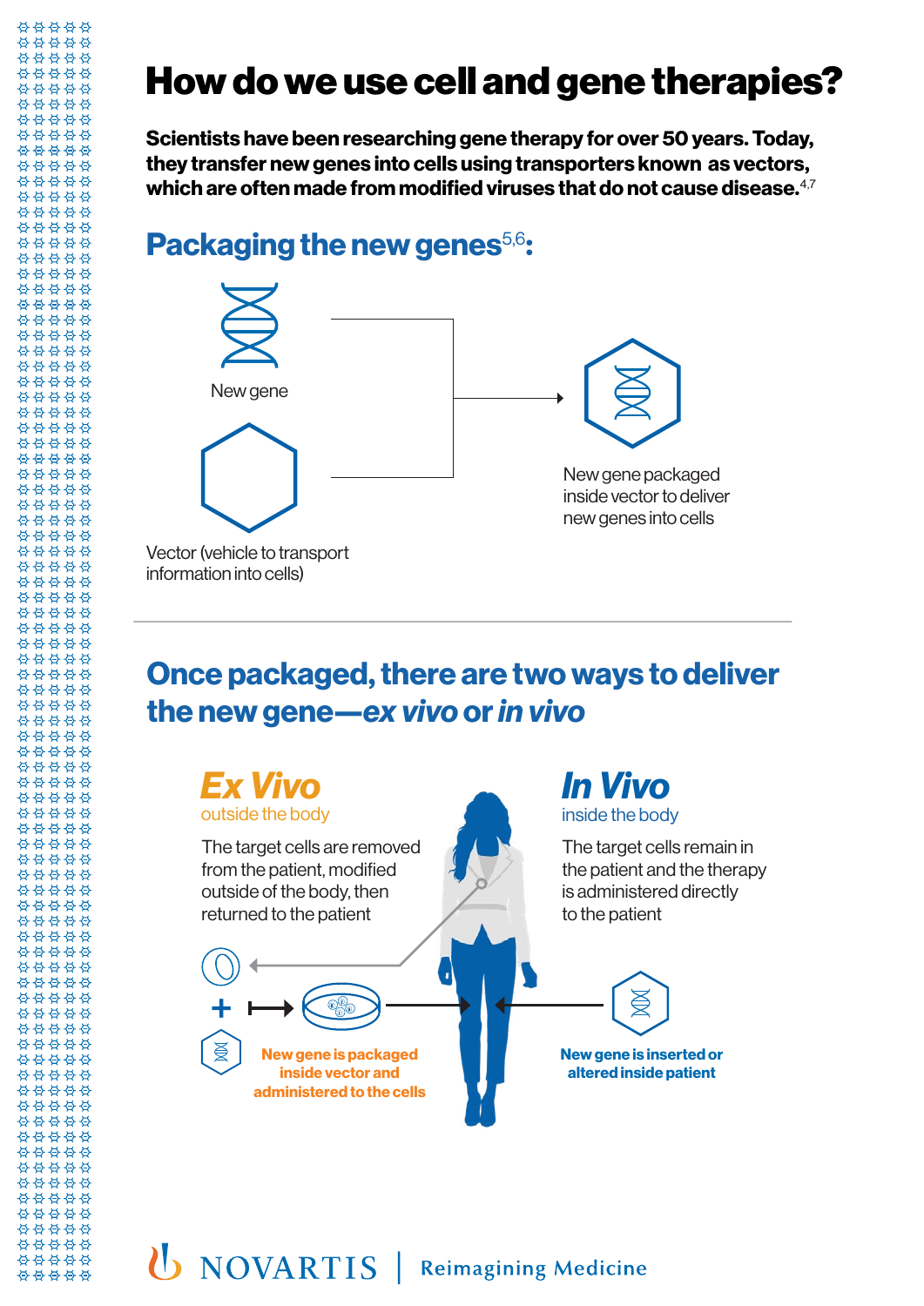# How do we use cell and gene therapies?

**Scientists have been researching gene therapy for over 50 years. Today, they transfer new genes into cells using transporters known as vectors, which are often made from modified viruses that do not cause disease.**[4,7]

## Packaging the new genes[5,6]:

New gene

Vector (vehicle to transport information into cells)

New gene packaged inside vector to deliver new genes into cells

## Once packaged, there are two ways to deliver the new gene—*ex vivo* or *in vivo*

### *Ex Vivo*

outside the body

The target cells are removed from the patient, modified outside of the body, then returned to the patient

**New gene is packaged inside vector and administered to the cells**

### *In Vivo*

inside the body

The target cells remain in the patient and the therapy is administered directly to the patient

**New gene is inserted or altered inside patient**

NOVARTIS | Reimagining Medicine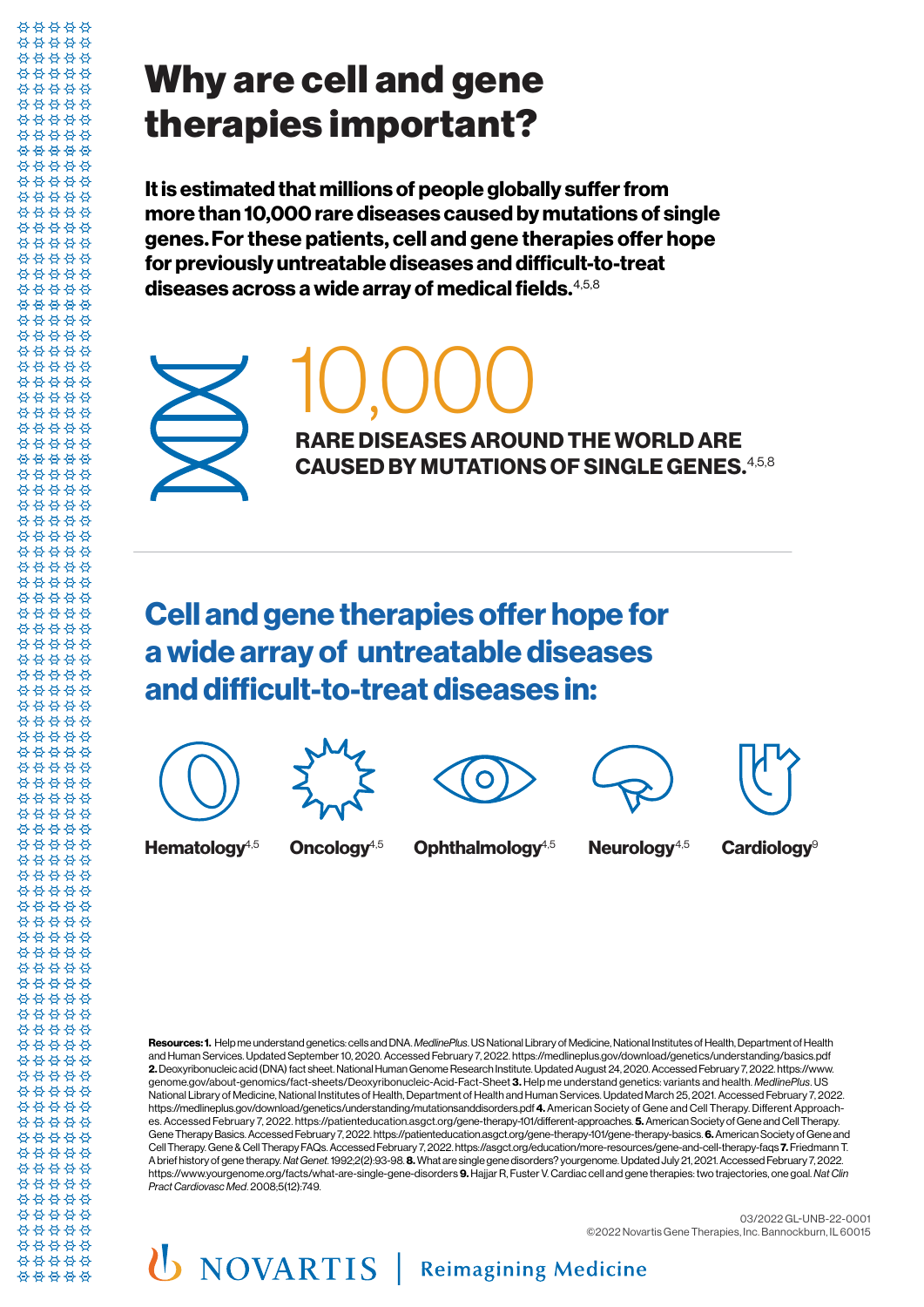# Why are cell and gene therapies important?

**It is estimated that millions of people globally suffer from more than 10,000 rare diseases caused by mutations of single genes. For these patients, cell and gene therapies offer hope for previously untreatable diseases and difficult-to-treat diseases across a wide array of medical fields.**[4,5,8]

10,000

**RARE DISEASES AROUND THE WORLD ARE CAUSED BY MUTATIONS OF SINGLE GENES.**[4,5,8]

## Cell and gene therapies offer hope for a wide array of untreatable diseases and difficult-to-treat diseases in:

- **Hematology**[4,5]
- **Oncology**[4,5]
- **Ophthalmology**[4,5]
- **Neurology**[4,5]
- **Cardiology**[9]

**Resources: 1.** Help me understand genetics: cells and DNA. *MedlinePlus*. US National Library of Medicine, National Institutes of Health, Department of Health and Human Services. Updated September 10, 2020. Accessed February 7, 2022. https://medlineplus.gov/download/genetics/understanding/basics.pdf **2.** Deoxyribonucleic acid (DNA) fact sheet. National Human Genome Research Institute. Updated August 24, 2020. Accessed February 7, 2022. https://www.genome.gov/about-genomics/fact-sheets/Deoxyribonucleic-Acid-Fact-Sheet **3.** Help me understand genetics: variants and health. *MedlinePlus*. US National Library of Medicine, National Institutes of Health, Department of Health and Human Services. Updated March 25, 2021. Accessed February 7, 2022. https://medlineplus.gov/download/genetics/understanding/mutationsanddisorders.pdf **4.** American Society of Gene and Cell Therapy. Different Approaches. Accessed February 7, 2022. https://patienteducation.asgct.org/gene-therapy-101/different-approaches. **5.** American Society of Gene and Cell Therapy. Gene Therapy Basics. Accessed February 7, 2022. https://patienteducation.asgct.org/gene-therapy-101/gene-therapy-basics. **6.** American Society of Gene and Cell Therapy. Gene & Cell Therapy FAQs. Accessed February 7, 2022. https://asgct.org/education/more-resources/gene-and-cell-therapy-faqs **7.** Friedmann T. A brief history of gene therapy. *Nat Genet*. 1992;2(2):93-98. **8.** What are single gene disorders? yourgenome. Updated July 21, 2021. Accessed February 7, 2022. https://www.yourgenome.org/facts/what-are-single-gene-disorders **9.** Hajjar R, Fuster V. Cardiac cell and gene therapies: two trajectories, one goal. *Nat Clin Pract Cardiovasc Med*. 2008;5(12):749.

03/2022 GL-UNB-22-0001
©2022 Novartis Gene Therapies, Inc. Bannockburn, IL 60015

NOVARTIS | Reimagining Medicine